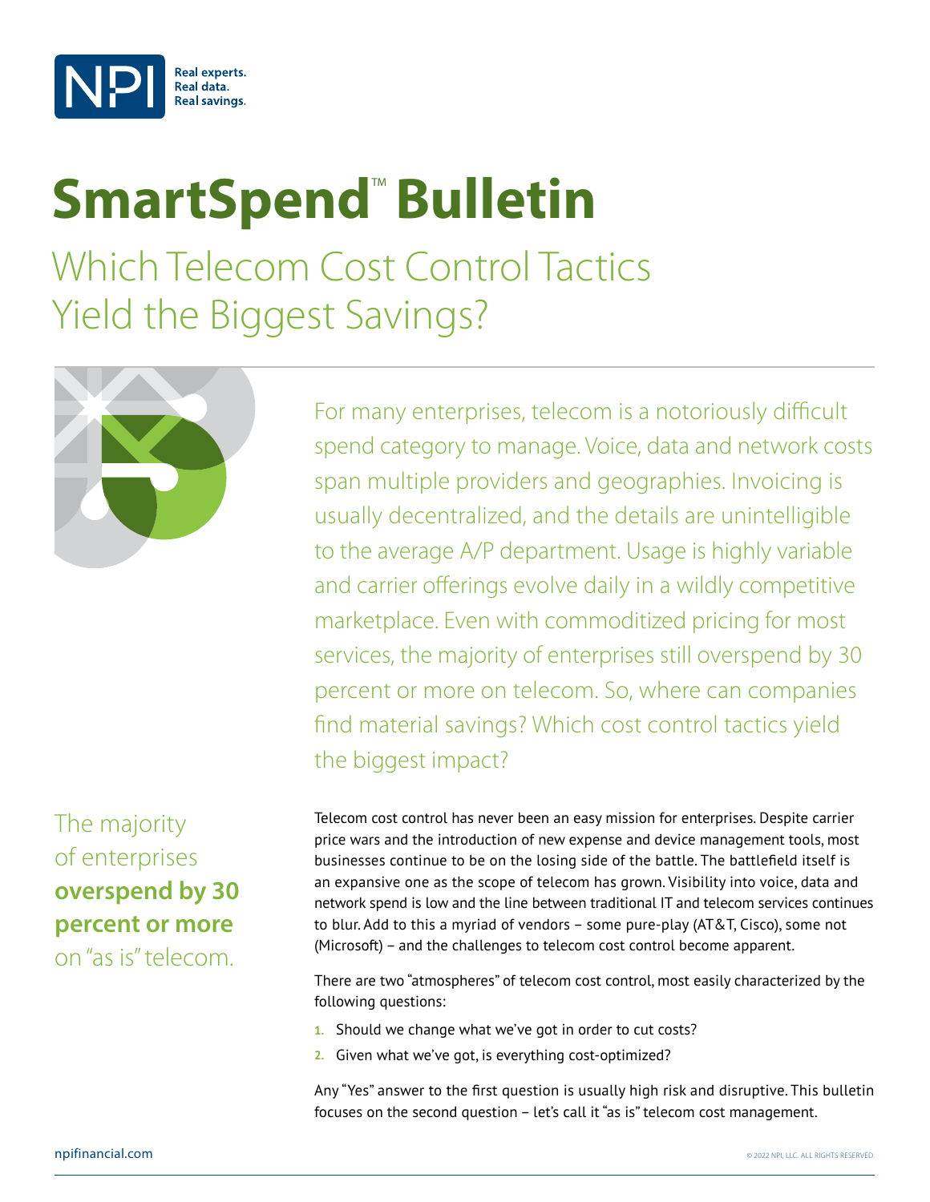NPI — Real experts. Real data. Real savings.

# SmartSpend™ Bulletin

## Which Telecom Cost Control Tactics Yield the Biggest Savings?

For many enterprises, telecom is a notoriously difficult spend category to manage. Voice, data and network costs span multiple providers and geographies. Invoicing is usually decentralized, and the details are unintelligible to the average A/P department. Usage is highly variable and carrier offerings evolve daily in a wildly competitive marketplace. Even with commoditized pricing for most services, the majority of enterprises still overspend by 30 percent or more on telecom. So, where can companies find material savings? Which cost control tactics yield the biggest impact?

> The majority of enterprises **overspend by 30 percent or more** on "as is" telecom.

Telecom cost control has never been an easy mission for enterprises. Despite carrier price wars and the introduction of new expense and device management tools, most businesses continue to be on the losing side of the battle. The battlefield itself is an expansive one as the scope of telecom has grown. Visibility into voice, data and network spend is low and the line between traditional IT and telecom services continues to blur. Add to this a myriad of vendors – some pure-play (AT&T, Cisco), some not (Microsoft) – and the challenges to telecom cost control become apparent.

There are two "atmospheres" of telecom cost control, most easily characterized by the following questions:

1. Should we change what we've got in order to cut costs?
2. Given what we've got, is everything cost-optimized?

Any "Yes" answer to the first question is usually high risk and disruptive. This bulletin focuses on the second question – let's call it "as is" telecom cost management.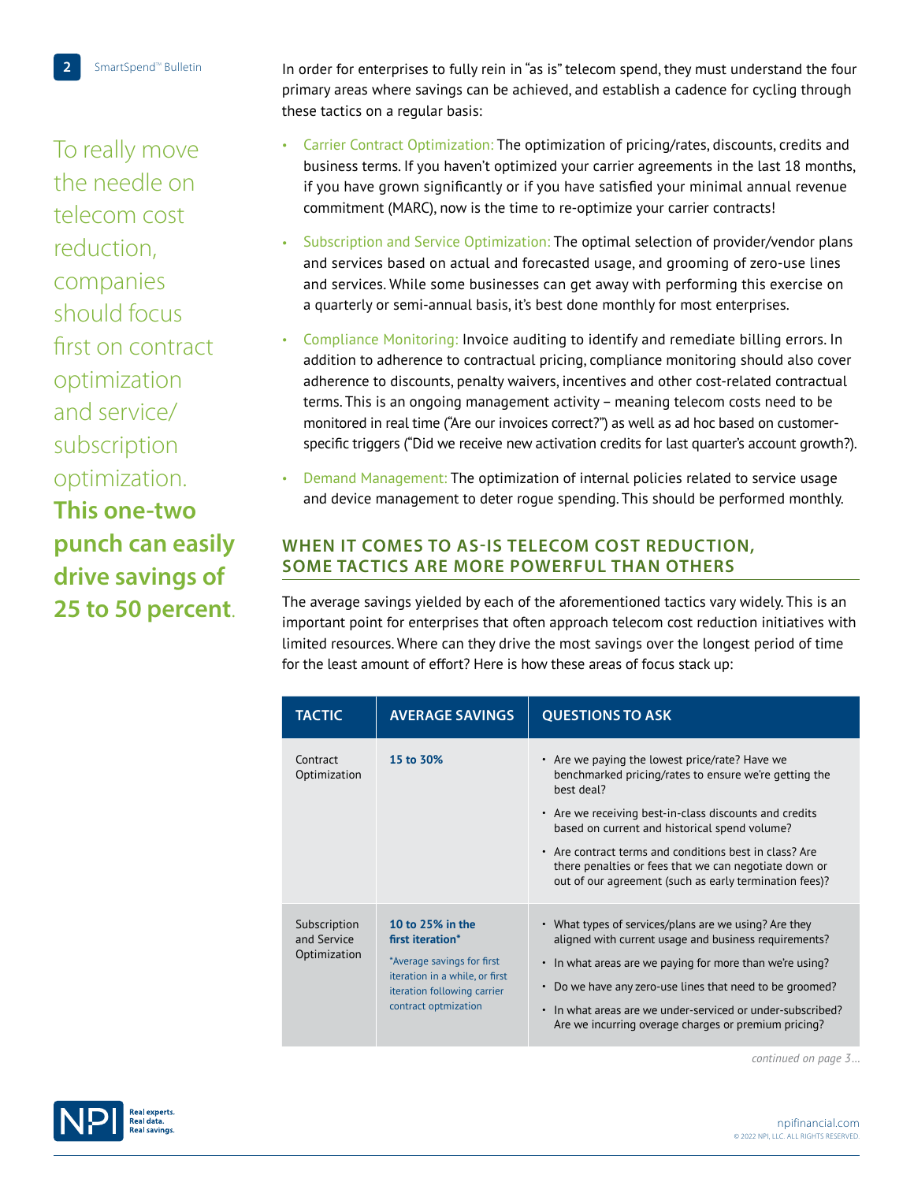To really move the needle on telecom cost reduction, companies should focus first on contract optimization and service/subscription optimization. **This one-two punch can easily drive savings of 25 to 50 percent**.

In order for enterprises to fully rein in "as is" telecom spend, they must understand the four primary areas where savings can be achieved, and establish a cadence for cycling through these tactics on a regular basis:

- Carrier Contract Optimization: The optimization of pricing/rates, discounts, credits and business terms. If you haven't optimized your carrier agreements in the last 18 months, if you have grown significantly or if you have satisfied your minimal annual revenue commitment (MARC), now is the time to re-optimize your carrier contracts!
- Subscription and Service Optimization: The optimal selection of provider/vendor plans and services based on actual and forecasted usage, and grooming of zero-use lines and services. While some businesses can get away with performing this exercise on a quarterly or semi-annual basis, it's best done monthly for most enterprises.
- Compliance Monitoring: Invoice auditing to identify and remediate billing errors. In addition to adherence to contractual pricing, compliance monitoring should also cover adherence to discounts, penalty waivers, incentives and other cost-related contractual terms. This is an ongoing management activity – meaning telecom costs need to be monitored in real time ("Are our invoices correct?") as well as ad hoc based on customer-specific triggers ("Did we receive new activation credits for last quarter's account growth?).
- Demand Management: The optimization of internal policies related to service usage and device management to deter rogue spending. This should be performed monthly.

## WHEN IT COMES TO AS-IS TELECOM COST REDUCTION, SOME TACTICS ARE MORE POWERFUL THAN OTHERS

The average savings yielded by each of the aforementioned tactics vary widely. This is an important point for enterprises that often approach telecom cost reduction initiatives with limited resources. Where can they drive the most savings over the longest period of time for the least amount of effort? Here is how these areas of focus stack up:

| TACTIC | AVERAGE SAVINGS | QUESTIONS TO ASK |
|---|---|---|
| Contract Optimization | **15 to 30%** | • Are we paying the lowest price/rate? Have we benchmarked pricing/rates to ensure we're getting the best deal?<br>• Are we receiving best-in-class discounts and credits based on current and historical spend volume?<br>• Are contract terms and conditions best in class? Are there penalties or fees that we can negotiate down or out of our agreement (such as early termination fees)? |
| Subscription and Service Optimization | **10 to 25% in the first iteration***<br>*Average savings for first iteration in a while, or first iteration following carrier contract optmization | • What types of services/plans are we using? Are they aligned with current usage and business requirements?<br>• In what areas are we paying for more than we're using?<br>• Do we have any zero-use lines that need to be groomed?<br>• In what areas are we under-serviced or under-subscribed? Are we incurring overage charges or premium pricing? |

*continued on page 3…*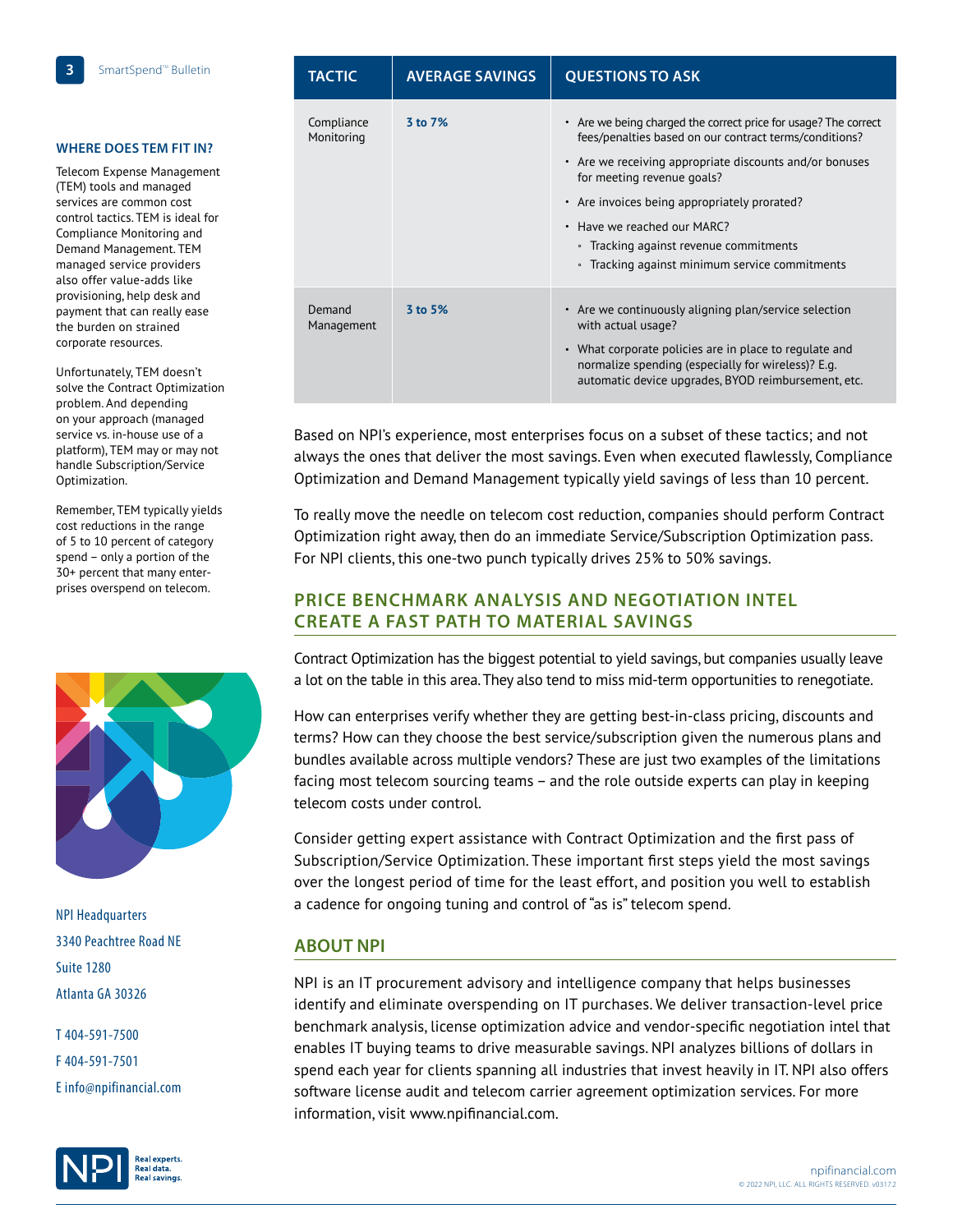### WHERE DOES TEM FIT IN?

Telecom Expense Management (TEM) tools and managed services are common cost control tactics. TEM is ideal for Compliance Monitoring and Demand Management. TEM managed service providers also offer value-adds like provisioning, help desk and payment that can really ease the burden on strained corporate resources.

Unfortunately, TEM doesn't solve the Contract Optimization problem. And depending on your approach (managed service vs. in-house use of a platform), TEM may or may not handle Subscription/Service Optimization.

Remember, TEM typically yields cost reductions in the range of 5 to 10 percent of category spend – only a portion of the 30+ percent that many enterprises overspend on telecom.

| TACTIC | AVERAGE SAVINGS | QUESTIONS TO ASK |
|---|---|---|
| Compliance Monitoring | **3 to 7%** | • Are we being charged the correct price for usage? The correct fees/penalties based on our contract terms/conditions?<br>• Are we receiving appropriate discounts and/or bonuses for meeting revenue goals?<br>• Are invoices being appropriately prorated?<br>• Have we reached our MARC?<br>◦ Tracking against revenue commitments<br>◦ Tracking against minimum service commitments |
| Demand Management | **3 to 5%** | • Are we continuously aligning plan/service selection with actual usage?<br>• What corporate policies are in place to regulate and normalize spending (especially for wireless)? E.g. automatic device upgrades, BYOD reimbursement, etc. |

Based on NPI's experience, most enterprises focus on a subset of these tactics; and not always the ones that deliver the most savings. Even when executed flawlessly, Compliance Optimization and Demand Management typically yield savings of less than 10 percent.

To really move the needle on telecom cost reduction, companies should perform Contract Optimization right away, then do an immediate Service/Subscription Optimization pass. For NPI clients, this one-two punch typically drives 25% to 50% savings.

## PRICE BENCHMARK ANALYSIS AND NEGOTIATION INTEL CREATE A FAST PATH TO MATERIAL SAVINGS

Contract Optimization has the biggest potential to yield savings, but companies usually leave a lot on the table in this area. They also tend to miss mid-term opportunities to renegotiate.

How can enterprises verify whether they are getting best-in-class pricing, discounts and terms? How can they choose the best service/subscription given the numerous plans and bundles available across multiple vendors? These are just two examples of the limitations facing most telecom sourcing teams – and the role outside experts can play in keeping telecom costs under control.

Consider getting expert assistance with Contract Optimization and the first pass of Subscription/Service Optimization. These important first steps yield the most savings over the longest period of time for the least effort, and position you well to establish a cadence for ongoing tuning and control of "as is" telecom spend.

## ABOUT NPI

NPI is an IT procurement advisory and intelligence company that helps businesses identify and eliminate overspending on IT purchases. We deliver transaction-level price benchmark analysis, license optimization advice and vendor-specific negotiation intel that enables IT buying teams to drive measurable savings. NPI analyzes billions of dollars in spend each year for clients spanning all industries that invest heavily in IT. NPI also offers software license audit and telecom carrier agreement optimization services. For more information, visit www.npifinancial.com.

NPI Headquarters
3340 Peachtree Road NE
Suite 1280
Atlanta GA 30326

T 404-591-7500
F 404-591-7501
E info@npifinancial.com

NPI Real experts. Real data. Real savings.

npifinancial.com
© 2022 NPI, LLC. ALL RIGHTS RESERVED. v0317.2